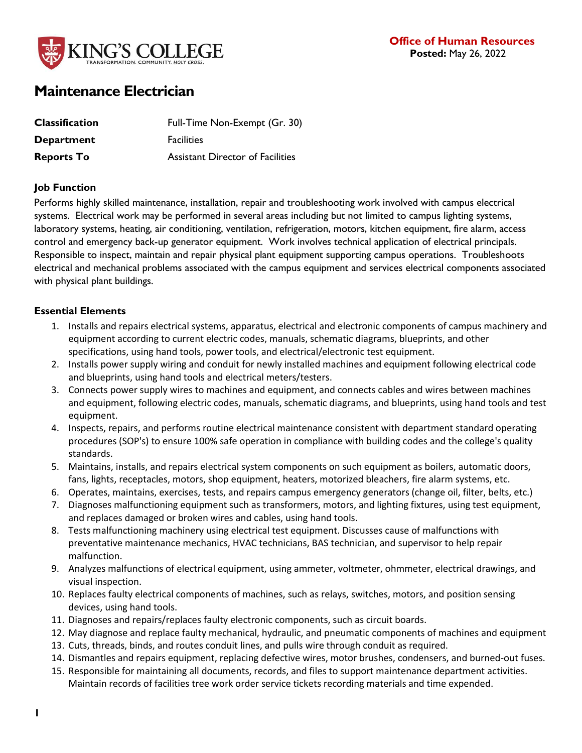**Office of Human Resources**
**Posted:** May 26, 2022

# Maintenance Electrician

| | |
|---|---|
| **Classification** | Full-Time Non-Exempt (Gr. 30) |
| **Department** | Facilities |
| **Reports To** | Assistant Director of Facilities |

### Job Function

Performs highly skilled maintenance, installation, repair and troubleshooting work involved with campus electrical systems. Electrical work may be performed in several areas including but not limited to campus lighting systems, laboratory systems, heating, air conditioning, ventilation, refrigeration, motors, kitchen equipment, fire alarm, access control and emergency back-up generator equipment. Work involves technical application of electrical principals. Responsible to inspect, maintain and repair physical plant equipment supporting campus operations. Troubleshoots electrical and mechanical problems associated with the campus equipment and services electrical components associated with physical plant buildings.

### Essential Elements

1. Installs and repairs electrical systems, apparatus, electrical and electronic components of campus machinery and equipment according to current electric codes, manuals, schematic diagrams, blueprints, and other specifications, using hand tools, power tools, and electrical/electronic test equipment.
2. Installs power supply wiring and conduit for newly installed machines and equipment following electrical code and blueprints, using hand tools and electrical meters/testers.
3. Connects power supply wires to machines and equipment, and connects cables and wires between machines and equipment, following electric codes, manuals, schematic diagrams, and blueprints, using hand tools and test equipment.
4. Inspects, repairs, and performs routine electrical maintenance consistent with department standard operating procedures (SOP's) to ensure 100% safe operation in compliance with building codes and the college's quality standards.
5. Maintains, installs, and repairs electrical system components on such equipment as boilers, automatic doors, fans, lights, receptacles, motors, shop equipment, heaters, motorized bleachers, fire alarm systems, etc.
6. Operates, maintains, exercises, tests, and repairs campus emergency generators (change oil, filter, belts, etc.)
7. Diagnoses malfunctioning equipment such as transformers, motors, and lighting fixtures, using test equipment, and replaces damaged or broken wires and cables, using hand tools.
8. Tests malfunctioning machinery using electrical test equipment. Discusses cause of malfunctions with preventative maintenance mechanics, HVAC technicians, BAS technician, and supervisor to help repair malfunction.
9. Analyzes malfunctions of electrical equipment, using ammeter, voltmeter, ohmmeter, electrical drawings, and visual inspection.
10. Replaces faulty electrical components of machines, such as relays, switches, motors, and position sensing devices, using hand tools.
11. Diagnoses and repairs/replaces faulty electronic components, such as circuit boards.
12. May diagnose and replace faulty mechanical, hydraulic, and pneumatic components of machines and equipment
13. Cuts, threads, binds, and routes conduit lines, and pulls wire through conduit as required.
14. Dismantles and repairs equipment, replacing defective wires, motor brushes, condensers, and burned-out fuses.
15. Responsible for maintaining all documents, records, and files to support maintenance department activities. Maintain records of facilities tree work order service tickets recording materials and time expended.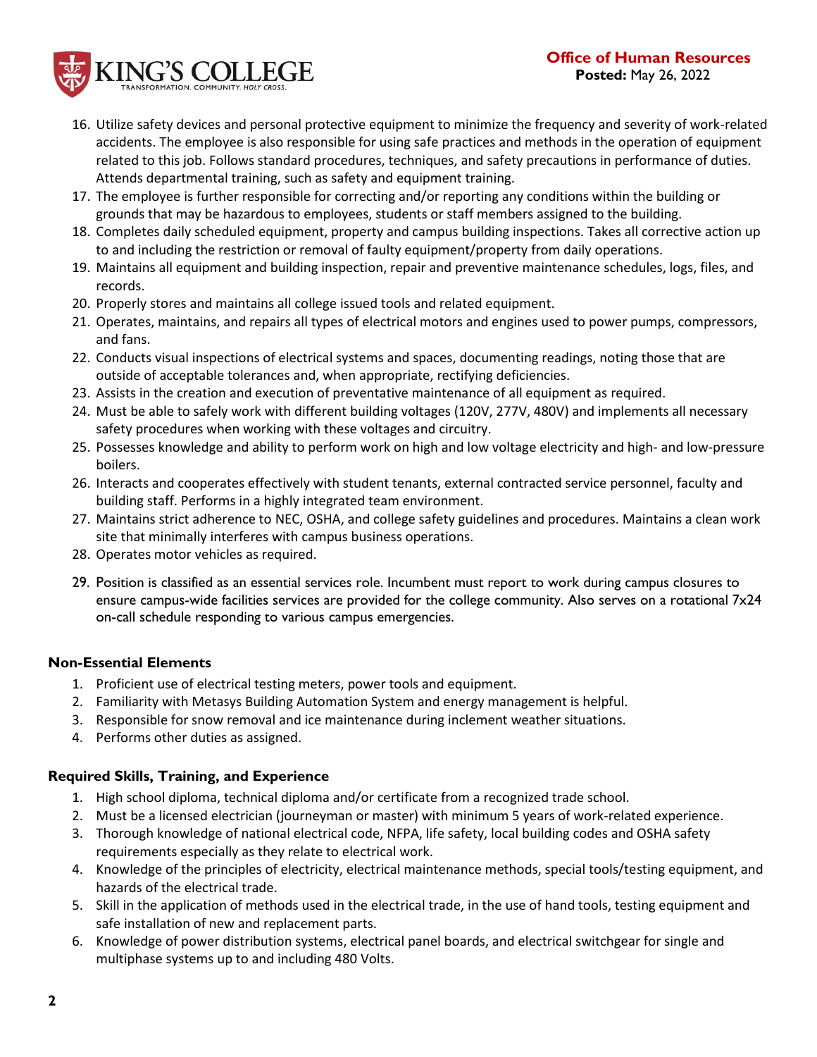16. Utilize safety devices and personal protective equipment to minimize the frequency and severity of work-related accidents. The employee is also responsible for using safe practices and methods in the operation of equipment related to this job. Follows standard procedures, techniques, and safety precautions in performance of duties. Attends departmental training, such as safety and equipment training.
17. The employee is further responsible for correcting and/or reporting any conditions within the building or grounds that may be hazardous to employees, students or staff members assigned to the building.
18. Completes daily scheduled equipment, property and campus building inspections. Takes all corrective action up to and including the restriction or removal of faulty equipment/property from daily operations.
19. Maintains all equipment and building inspection, repair and preventive maintenance schedules, logs, files, and records.
20. Properly stores and maintains all college issued tools and related equipment.
21. Operates, maintains, and repairs all types of electrical motors and engines used to power pumps, compressors, and fans.
22. Conducts visual inspections of electrical systems and spaces, documenting readings, noting those that are outside of acceptable tolerances and, when appropriate, rectifying deficiencies.
23. Assists in the creation and execution of preventative maintenance of all equipment as required.
24. Must be able to safely work with different building voltages (120V, 277V, 480V) and implements all necessary safety procedures when working with these voltages and circuitry.
25. Possesses knowledge and ability to perform work on high and low voltage electricity and high- and low-pressure boilers.
26. Interacts and cooperates effectively with student tenants, external contracted service personnel, faculty and building staff. Performs in a highly integrated team environment.
27. Maintains strict adherence to NEC, OSHA, and college safety guidelines and procedures. Maintains a clean work site that minimally interferes with campus business operations.
28. Operates motor vehicles as required.
29. Position is classified as an essential services role. Incumbent must report to work during campus closures to ensure campus-wide facilities services are provided for the college community. Also serves on a rotational 7x24 on-call schedule responding to various campus emergencies.

### Non-Essential Elements

1. Proficient use of electrical testing meters, power tools and equipment.
2. Familiarity with Metasys Building Automation System and energy management is helpful.
3. Responsible for snow removal and ice maintenance during inclement weather situations.
4. Performs other duties as assigned.

### Required Skills, Training, and Experience

1. High school diploma, technical diploma and/or certificate from a recognized trade school.
2. Must be a licensed electrician (journeyman or master) with minimum 5 years of work-related experience.
3. Thorough knowledge of national electrical code, NFPA, life safety, local building codes and OSHA safety requirements especially as they relate to electrical work.
4. Knowledge of the principles of electricity, electrical maintenance methods, special tools/testing equipment, and hazards of the electrical trade.
5. Skill in the application of methods used in the electrical trade, in the use of hand tools, testing equipment and safe installation of new and replacement parts.
6. Knowledge of power distribution systems, electrical panel boards, and electrical switchgear for single and multiphase systems up to and including 480 Volts.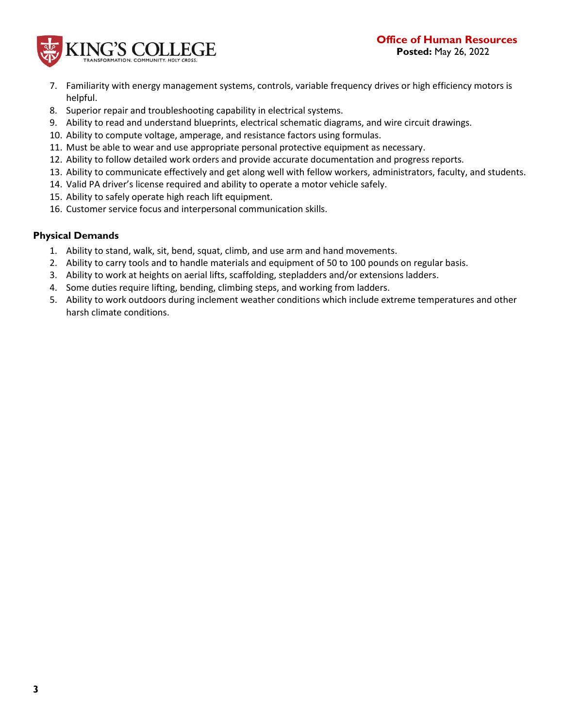7. Familiarity with energy management systems, controls, variable frequency drives or high efficiency motors is helpful.
8. Superior repair and troubleshooting capability in electrical systems.
9. Ability to read and understand blueprints, electrical schematic diagrams, and wire circuit drawings.
10. Ability to compute voltage, amperage, and resistance factors using formulas.
11. Must be able to wear and use appropriate personal protective equipment as necessary.
12. Ability to follow detailed work orders and provide accurate documentation and progress reports.
13. Ability to communicate effectively and get along well with fellow workers, administrators, faculty, and students.
14. Valid PA driver's license required and ability to operate a motor vehicle safely.
15. Ability to safely operate high reach lift equipment.
16. Customer service focus and interpersonal communication skills.

### Physical Demands

1. Ability to stand, walk, sit, bend, squat, climb, and use arm and hand movements.
2. Ability to carry tools and to handle materials and equipment of 50 to 100 pounds on regular basis.
3. Ability to work at heights on aerial lifts, scaffolding, stepladders and/or extensions ladders.
4. Some duties require lifting, bending, climbing steps, and working from ladders.
5. Ability to work outdoors during inclement weather conditions which include extreme temperatures and other harsh climate conditions.